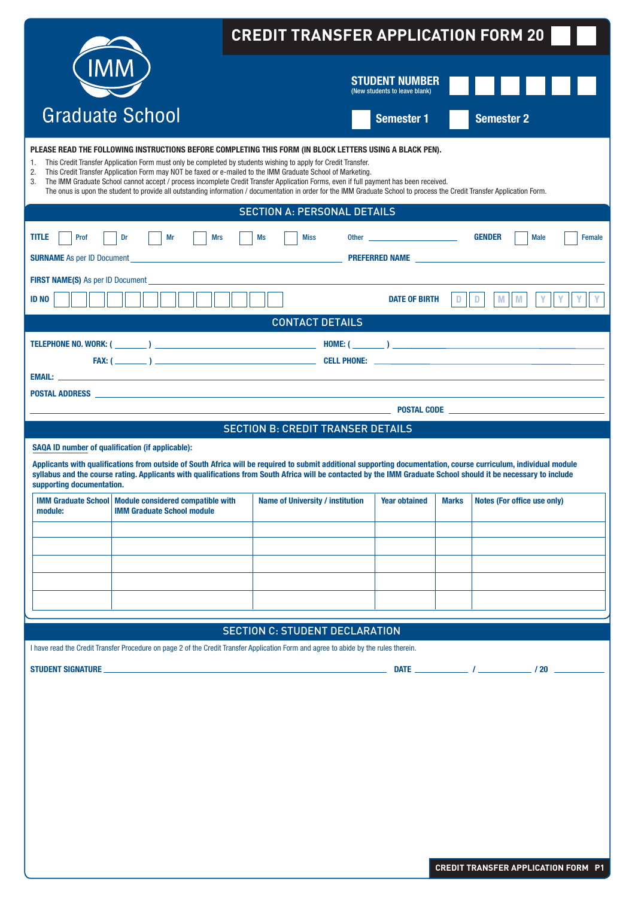IMM

Graduate School

# CREDIT TRANSFER APPLICATION FORM 20

**STUDENT NUMBER**
(New students to leave blank)

Semester 1 Semester 2

**PLEASE READ THE FOLLOWING INSTRUCTIONS BEFORE COMPLETING THIS FORM (IN BLOCK LETTERS USING A BLACK PEN).**

1. This Credit Transfer Application Form must only be completed by students wishing to apply for Credit Transfer.
2. This Credit Transfer Application Form may NOT be faxed or e-mailed to the IMM Graduate School of Marketing.
3. The IMM Graduate School cannot accept / process incomplete Credit Transfer Application Forms, even if full payment has been received. The onus is upon the student to provide all outstanding information / documentation in order for the IMM Graduate School to process the Credit Transfer Application Form.

## SECTION A: PERSONAL DETAILS

**TITLE** Prof Dr Mr Mrs Ms Miss Other ____________ **GENDER** Male Female

**SURNAME** As per ID Document ____________ **PREFERRED NAME** ____________

**FIRST NAME(S)** As per ID Document ____________

**ID NO** ____________ **DATE OF BIRTH** D D M M Y Y Y Y

## CONTACT DETAILS

**TELEPHONE NO. WORK:** ( ______ ) ____________ **HOME:** ( ______ ) ____________

**FAX:** ( ______ ) ____________ **CELL PHONE:** ____________

**EMAIL:** ____________

**POSTAL ADDRESS** ____________

____________ **POSTAL CODE** ____________

## SECTION B: CREDIT TRANSER DETAILS

**SAQA ID number of qualification (if applicable):**

**Applicants with qualifications from outside of South Africa will be required to submit additional supporting documentation, course curriculum, individual module syllabus and the course rating. Applicants with qualifications from South Africa will be contacted by the IMM Graduate School should it be necessary to include supporting documentation.**

| IMM Graduate School module: | Module considered compatible with IMM Graduate School module | Name of University / institution | Year obtained | Marks | Notes (For office use only) |
|---|---|---|---|---|---|
| | | | | | |
| | | | | | |
| | | | | | |
| | | | | | |
| | | | | | |

## SECTION C: STUDENT DECLARATION

I have read the Credit Transfer Procedure on page 2 of the Credit Transfer Application Form and agree to abide by the rules therein.

**STUDENT SIGNATURE** ____________ **DATE** ______ / ______ / 20 ______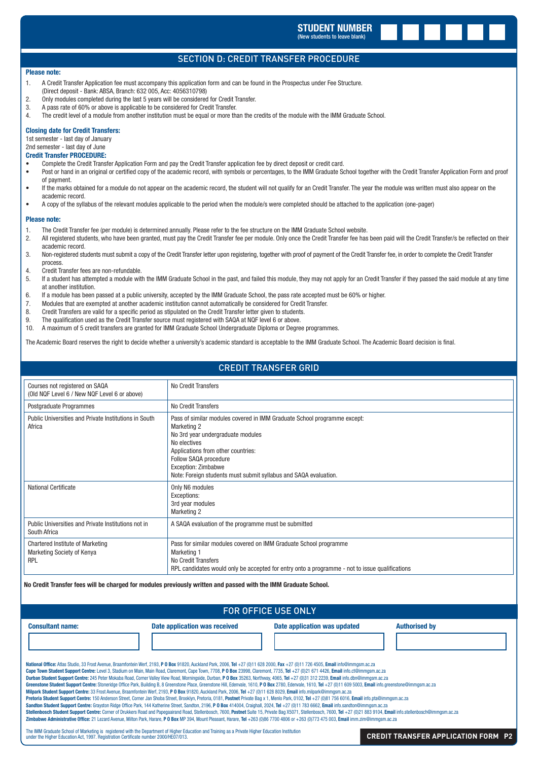**STUDENT NUMBER**
(New students to leave blank)

## SECTION D: CREDIT TRANSFER PROCEDURE

**Please note:**

1. A Credit Transfer Application fee must accompany this application form and can be found in the Prospectus under Fee Structure.
   (Direct deposit - Bank: ABSA, Branch: 632 005, Acc: 4056310798)
2. Only modules completed during the last 5 years will be considered for Credit Transfer.
3. A pass rate of 60% or above is applicable to be considered for Credit Transfer.
4. The credit level of a module from another institution must be equal or more than the credits of the module with the IMM Graduate School.

**Closing date for Credit Transfers:**

1st semester - last day of January
2nd semester - last day of June

**Credit Transfer PROCEDURE:**

- Complete the Credit Transfer Application Form and pay the Credit Transfer application fee by direct deposit or credit card.
- Post or hand in an original or certified copy of the academic record, with symbols or percentages, to the IMM Graduate School together with the Credit Transfer Application Form and proof of payment.
- If the marks obtained for a module do not appear on the academic record, the student will not qualify for an Credit Transfer. The year the module was written must also appear on the academic record.
- A copy of the syllabus of the relevant modules applicable to the period when the module/s were completed should be attached to the application (one-pager)

**Please note:**

1. The Credit Transfer fee (per module) is determined annually. Please refer to the fee structure on the IMM Graduate School website.
2. All registered students, who have been granted, must pay the Credit Transfer fee per module. Only once the Credit Transfer fee has been paid will the Credit Transfer/s be reflected on their academic record.
3. Non-registered students must submit a copy of the Credit Transfer letter upon registering, together with proof of payment of the Credit Transfer fee, in order to complete the Credit Transfer process.
4. Credit Transfer fees are non-refundable.
5. If a student has attempted a module with the IMM Graduate School in the past, and failed this module, they may not apply for an Credit Transfer if they passed the said module at any time at another institution.
6. If a module has been passed at a public university, accepted by the IMM Graduate School, the pass rate accepted must be 60% or higher.
7. Modules that are exempted at another academic institution cannot automatically be considered for Credit Transfer.
8. Credit Transfers are valid for a specific period as stipulated on the Credit Transfer letter given to students.
9. The qualification used as the Credit Transfer source must registered with SAQA at NQF level 6 or above.
10. A maximum of 5 credit transfers are granted for IMM Graduate School Undergraduate Diploma or Degree programmes.

The Academic Board reserves the right to decide whether a university's academic standard is acceptable to the IMM Graduate School. The Academic Board decision is final.

## CREDIT TRANSFER GRID

| | |
|---|---|
| Courses not registered on SAQA (Old NQF Level 6 / New NQF Level 6 or above) | No Credit Transfers |
| Postgraduate Programmes | No Credit Transfers |
| Public Universities and Private Institutions in South Africa | Pass of similar modules covered in IMM Graduate School programme except:<br>Marketing 2<br>No 3rd year undergraduate modules<br>No electives<br>Applications from other countries:<br>Follow SAQA procedure<br>Exception: Zimbabwe<br>Note: Foreign students must submit syllabus and SAQA evaluation. |
| National Certificate | Only N6 modules<br>Exceptions:<br>3rd year modules<br>Marketing 2 |
| Public Universities and Private Institutions not in South Africa | A SAQA evaluation of the programme must be submitted |
| Chartered Institute of Marketing<br>Marketing Society of Kenya<br>RPL | Pass for similar modules covered on IMM Graduate School programme<br>Marketing 1<br>No Credit Transfers<br>RPL candidates would only be accepted for entry onto a programme - not to issue qualifications |

**No Credit Transfer fees will be charged for modules previously written and passed with the IMM Graduate School.**

## FOR OFFICE USE ONLY

| Consultant name: | Date application was received | Date application was updated | Authorised by |
|---|---|---|---|
| | | | |

**National Office:** Atlas Studio, 33 Frost Avenue, Braamfontein Werf, 2193, **P O Box** 91820, Auckland Park, 2006, **Tel** +27 (0)11 628 2000, **Fax** +27 (0)11 726 4505, **Email** info@immgsm.ac.za
**Cape Town Student Support Centre:** Level 3, Stadium on Main, Main Road, Claremont, Cape Town, 7708, **P O Box** 23998, Claremont, 7735, **Tel** +27 (0)21 671 4426, **Email** info.ct@immgsm.ac.za
**Durban Student Support Centre:** 245 Peter Mokaba Road, Corner Valley View Road, Morningside, Durban, **P O Box** 35263, Northway, 4065, **Tel** +27 (0)31 312 2239, **Email** info.dbn@immgsm.ac.za
**Greenstone Student Support Centre:** Stoneridge Office Park, Building B, 8 Greenstone Place, Greenstone Hill, Edenvale, 1610, **P O Box** 2780, Edenvale, 1610, **Tel** +27 (0)11 609 5003, **Email** info.greenstone@immgsm.ac.za
**Milpark Student Support Centre:** 33 Frost Avenue, Braamfontein Werf, 2193, **P O Box** 91820, Auckland Park, 2006, **Tel** +27 (0)11 628 8029, **Email** info.milpark@immgsm.ac.za
**Pretoria Student Support Centre:** 150 Anderson Street, Corner Jan Shoba Street, Brooklyn, Pretoria, 0181, **Postnet** Private Bag x 1, Menlo Park, 0102, **Tel** +27 (0)81 756 6016, **Email** info.pta@immgsm.ac.za
**Sandton Student Support Centre:** Grayston Ridge Office Park, 144 Katherine Street, Sandton, 2196, **P O Box** 414004, Craighall, 2024, **Tel** +27 (0)11 783 6662, **Email** info.sandton@immgsm.ac.za
**Stellenbosch Student Support Centre:** Corner of Drukkers Road and Papegaairand Road, Stellenbosch, 7600, **Postnet** Suite 15, Private Bag X5071, Stellenbosch, 7600, **Tel** +27 (0)21 883 9104, **Email** info.stellenbosch@immgsm.ac.za
**Zimbabwe Administrative Office:** 21 Lezard Avenue, Milton Park, Harare, **P O Box** MP 394, Mount Pleasant, Harare, **Tel** +263 (0)86 7700 4806 or +263 (0)773 475 003, **Email** imm.zim@immgsm.ac.za

The IMM Graduate School of Marketing is registered with the Department of Higher Education and Training as a Private Higher Education Institution under the Higher Education Act, 1997. Registration Certificate number 2000/HE07/013.

**CREDIT TRANSFER APPLICATION FORM P2**